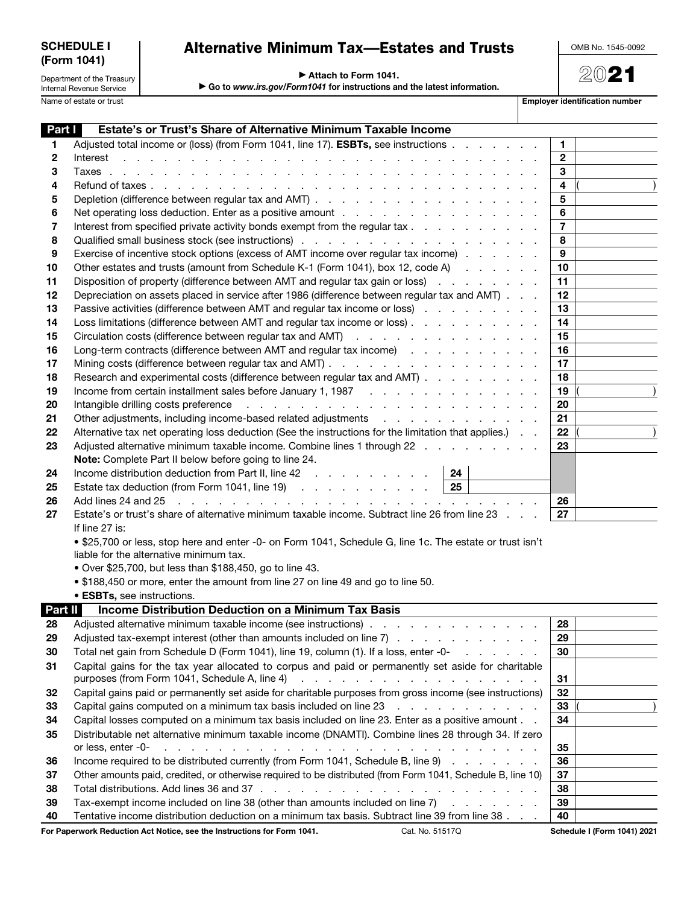**SCHEDULE I (Form 1041)**

Department of the Treasury
Internal Revenue Service

# Alternative Minimum Tax—Estates and Trusts

▶ Attach to Form 1041.
▶ Go to *www.irs.gov/Form1041* for instructions and the latest information.

OMB No. 1545-0092

**2021**

Name of estate or trust | **Employer identification number**

## Part I Estate's or Trust's Share of Alternative Minimum Taxable Income

| Line | Description | Line | Amount |
|---|---|---|---|
| 1 | Adjusted total income or (loss) (from Form 1041, line 17). **ESBTs,** see instructions | 1 | |
| 2 | Interest | 2 | |
| 3 | Taxes | 3 | |
| 4 | Refund of taxes | 4 | ( ) |
| 5 | Depletion (difference between regular tax and AMT) | 5 | |
| 6 | Net operating loss deduction. Enter as a positive amount | 6 | |
| 7 | Interest from specified private activity bonds exempt from the regular tax | 7 | |
| 8 | Qualified small business stock (see instructions) | 8 | |
| 9 | Exercise of incentive stock options (excess of AMT income over regular tax income) | 9 | |
| 10 | Other estates and trusts (amount from Schedule K-1 (Form 1041), box 12, code A) | 10 | |
| 11 | Disposition of property (difference between AMT and regular tax gain or loss) | 11 | |
| 12 | Depreciation on assets placed in service after 1986 (difference between regular tax and AMT) | 12 | |
| 13 | Passive activities (difference between AMT and regular tax income or loss) | 13 | |
| 14 | Loss limitations (difference between AMT and regular tax income or loss) | 14 | |
| 15 | Circulation costs (difference between regular tax and AMT) | 15 | |
| 16 | Long-term contracts (difference between AMT and regular tax income) | 16 | |
| 17 | Mining costs (difference between regular tax and AMT) | 17 | |
| 18 | Research and experimental costs (difference between regular tax and AMT) | 18 | |
| 19 | Income from certain installment sales before January 1, 1987 | 19 | ( ) |
| 20 | Intangible drilling costs preference | 20 | |
| 21 | Other adjustments, including income-based related adjustments | 21 | |
| 22 | Alternative tax net operating loss deduction (See the instructions for the limitation that applies.) | 22 | ( ) |
| 23 | Adjusted alternative minimum taxable income. Combine lines 1 through 22 | 23 | |
| | **Note:** Complete Part II below before going to line 24. | | |
| 24 | Income distribution deduction from Part II, line 42 — 24 | | |
| 25 | Estate tax deduction (from Form 1041, line 19) — 25 | | |
| 26 | Add lines 24 and 25 | 26 | |
| 27 | Estate's or trust's share of alternative minimum taxable income. Subtract line 26 from line 23 | 27 | |

If line 27 is:

- $25,700 or less, stop here and enter -0- on Form 1041, Schedule G, line 1c. The estate or trust isn't liable for the alternative minimum tax.
- Over $25,700, but less than $188,450, go to line 43.
- $188,450 or more, enter the amount from line 27 on line 49 and go to line 50.
- **ESBTs,** see instructions.

## Part II Income Distribution Deduction on a Minimum Tax Basis

| Line | Description | Line | Amount |
|---|---|---|---|
| 28 | Adjusted alternative minimum taxable income (see instructions) | 28 | |
| 29 | Adjusted tax-exempt interest (other than amounts included on line 7) | 29 | |
| 30 | Total net gain from Schedule D (Form 1041), line 19, column (1). If a loss, enter -0- | 30 | |
| 31 | Capital gains for the tax year allocated to corpus and paid or permanently set aside for charitable purposes (from Form 1041, Schedule A, line 4) | 31 | |
| 32 | Capital gains paid or permanently set aside for charitable purposes from gross income (see instructions) | 32 | |
| 33 | Capital gains computed on a minimum tax basis included on line 23 | 33 | ( ) |
| 34 | Capital losses computed on a minimum tax basis included on line 23. Enter as a positive amount | 34 | |
| 35 | Distributable net alternative minimum taxable income (DNAMTI). Combine lines 28 through 34. If zero or less, enter -0- | 35 | |
| 36 | Income required to be distributed currently (from Form 1041, Schedule B, line 9) | 36 | |
| 37 | Other amounts paid, credited, or otherwise required to be distributed (from Form 1041, Schedule B, line 10) | 37 | |
| 38 | Total distributions. Add lines 36 and 37 | 38 | |
| 39 | Tax-exempt income included on line 38 (other than amounts included on line 7) | 39 | |
| 40 | Tentative income distribution deduction on a minimum tax basis. Subtract line 39 from line 38 | 40 | |

For Paperwork Reduction Act Notice, see the Instructions for Form 1041. Cat. No. 51517Q Schedule I (Form 1041) 2021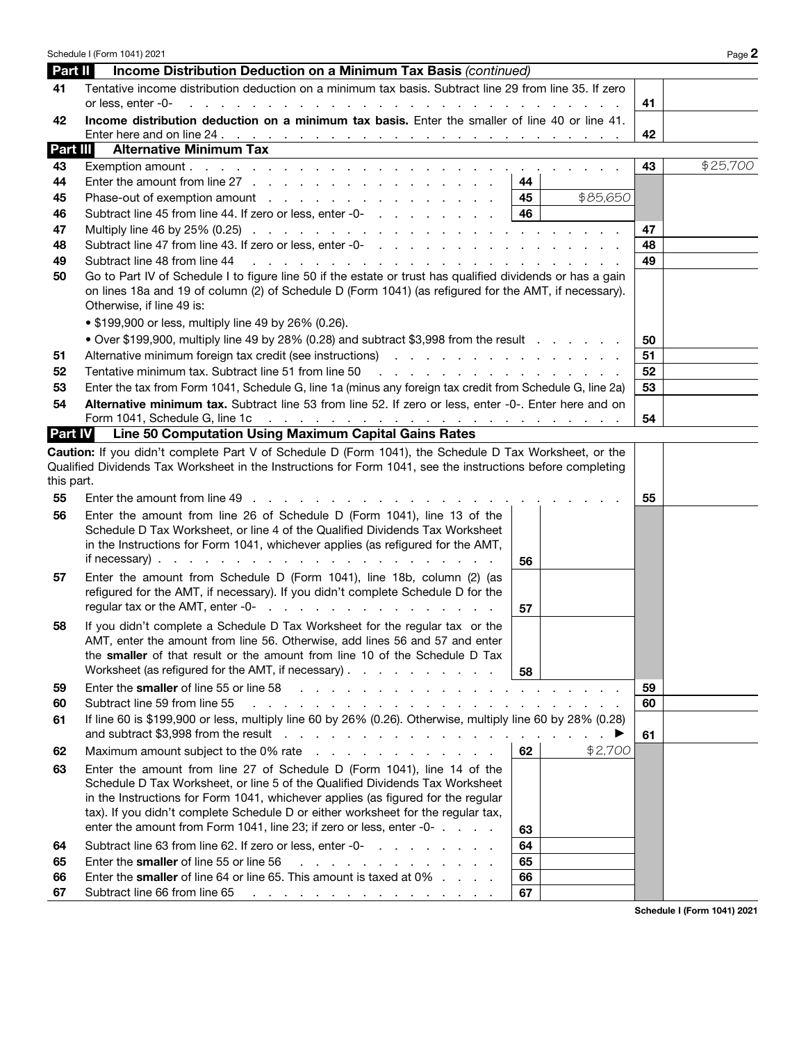## Part II Income Distribution Deduction on a Minimum Tax Basis *(continued)*

| Line | Description | | | Line | Amount |
|---|---|---|---|---|---|
| 41 | Tentative income distribution deduction on a minimum tax basis. Subtract line 29 from line 35. If zero or less, enter -0- | | | 41 | |
| 42 | **Income distribution deduction on a minimum tax basis.** Enter the smaller of line 40 or line 41. Enter here and on line 24 | | | 42 | |

## Part III Alternative Minimum Tax

| Line | Description | Line | Amount | Line | Amount |
|---|---|---|---|---|---|
| 43 | Exemption amount | | | 43 | $25,700 |
| 44 | Enter the amount from line 27 | 44 | | | |
| 45 | Phase-out of exemption amount | 45 | $85,650 | | |
| 46 | Subtract line 45 from line 44. If zero or less, enter -0- | 46 | | | |
| 47 | Multiply line 46 by 25% (0.25) | | | 47 | |
| 48 | Subtract line 47 from line 43. If zero or less, enter -0- | | | 48 | |
| 49 | Subtract line 48 from line 44 | | | 49 | |
| 50 | Go to Part IV of Schedule I to figure line 50 if the estate or trust has qualified dividends or has a gain on lines 18a and 19 of column (2) of Schedule D (Form 1041) (as refigured for the AMT, if necessary). Otherwise, if line 49 is:<br>• $199,900 or less, multiply line 49 by 26% (0.26).<br>• Over $199,900, multiply line 49 by 28% (0.28) and subtract $3,998 from the result | | | 50 | |
| 51 | Alternative minimum foreign tax credit (see instructions) | | | 51 | |
| 52 | Tentative minimum tax. Subtract line 51 from line 50 | | | 52 | |
| 53 | Enter the tax from Form 1041, Schedule G, line 1a (minus any foreign tax credit from Schedule G, line 2a) | | | 53 | |
| 54 | **Alternative minimum tax.** Subtract line 53 from line 52. If zero or less, enter -0-. Enter here and on Form 1041, Schedule G, line 1c | | | 54 | |

## Part IV Line 50 Computation Using Maximum Capital Gains Rates

**Caution:** If you didn't complete Part V of Schedule D (Form 1041), the Schedule D Tax Worksheet, or the Qualified Dividends Tax Worksheet in the Instructions for Form 1041, see the instructions before completing this part.

| Line | Description | Line | Amount | Line | Amount |
|---|---|---|---|---|---|
| 55 | Enter the amount from line 49 | | | 55 | |
| 56 | Enter the amount from line 26 of Schedule D (Form 1041), line 13 of the Schedule D Tax Worksheet, or line 4 of the Qualified Dividends Tax Worksheet in the Instructions for Form 1041, whichever applies (as refigured for the AMT, if necessary) | 56 | | | |
| 57 | Enter the amount from Schedule D (Form 1041), line 18b, column (2) (as refigured for the AMT, if necessary). If you didn't complete Schedule D for the regular tax or the AMT, enter -0- | 57 | | | |
| 58 | If you didn't complete a Schedule D Tax Worksheet for the regular tax or the AMT, enter the amount from line 56. Otherwise, add lines 56 and 57 and enter the **smaller** of that result or the amount from line 10 of the Schedule D Tax Worksheet (as refigured for the AMT, if necessary) | 58 | | | |
| 59 | Enter the **smaller** of line 55 or line 58 | | | 59 | |
| 60 | Subtract line 59 from line 55 | | | 60 | |
| 61 | If line 60 is $199,900 or less, multiply line 60 by 26% (0.26). Otherwise, multiply line 60 by 28% (0.28) and subtract $3,998 from the result ▶ | | | 61 | |
| 62 | Maximum amount subject to the 0% rate | 62 | $2,700 | | |
| 63 | Enter the amount from line 27 of Schedule D (Form 1041), line 14 of the Schedule D Tax Worksheet, or line 5 of the Qualified Dividends Tax Worksheet in the Instructions for Form 1041, whichever applies (as figured for the regular tax). If you didn't complete Schedule D or either worksheet for the regular tax, enter the amount from Form 1041, line 23; if zero or less, enter -0- | 63 | | | |
| 64 | Subtract line 63 from line 62. If zero or less, enter -0- | 64 | | | |
| 65 | Enter the **smaller** of line 55 or line 56 | 65 | | | |
| 66 | Enter the **smaller** of line 64 or line 65. This amount is taxed at 0% | 66 | | | |
| 67 | Subtract line 66 from line 65 | 67 | | | |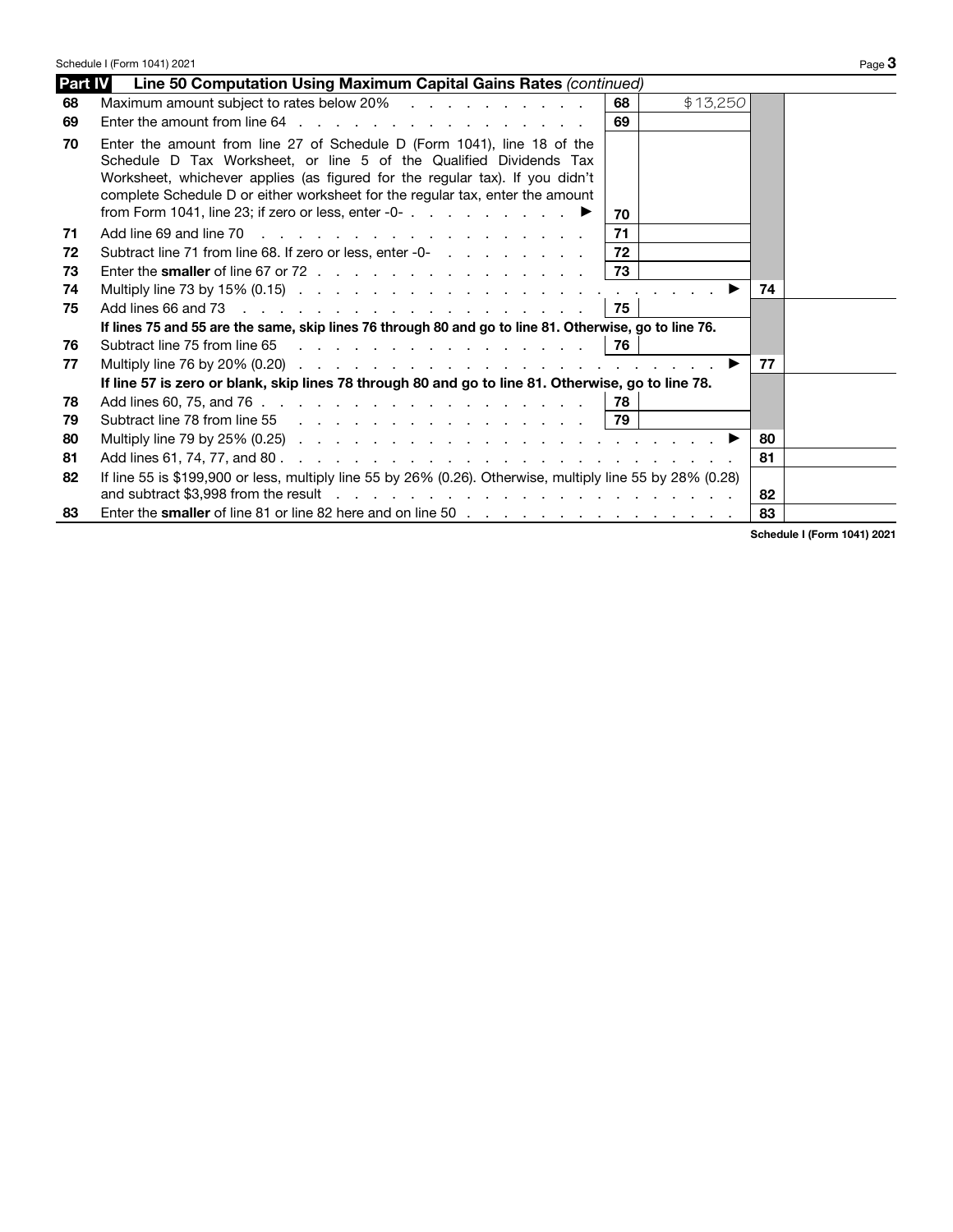## Part IV Line 50 Computation Using Maximum Capital Gains Rates *(continued)*

| Line | Description | | Amount | | |
|---|---|---|---|---|---|
| 68 | Maximum amount subject to rates below 20% | 68 | $13,250 | | |
| 69 | Enter the amount from line 64 | 69 | | | |
| 70 | Enter the amount from line 27 of Schedule D (Form 1041), line 18 of the Schedule D Tax Worksheet, or line 5 of the Qualified Dividends Tax Worksheet, whichever applies (as figured for the regular tax). If you didn't complete Schedule D or either worksheet for the regular tax, enter the amount from Form 1041, line 23; if zero or less, enter -0- ▶ | 70 | | | |
| 71 | Add line 69 and line 70 | 71 | | | |
| 72 | Subtract line 71 from line 68. If zero or less, enter -0- | 72 | | | |
| 73 | Enter the **smaller** of line 67 or 72 | 73 | | | |
| 74 | Multiply line 73 by 15% (0.15) ▶ | | | 74 | |
| 75 | Add lines 66 and 73 | 75 | | | |
| | **If lines 75 and 55 are the same, skip lines 76 through 80 and go to line 81. Otherwise, go to line 76.** | | | | |
| 76 | Subtract line 75 from line 65 | 76 | | | |
| 77 | Multiply line 76 by 20% (0.20) ▶ | | | 77 | |
| | **If line 57 is zero or blank, skip lines 78 through 80 and go to line 81. Otherwise, go to line 78.** | | | | |
| 78 | Add lines 60, 75, and 76 | 78 | | | |
| 79 | Subtract line 78 from line 55 | 79 | | | |
| 80 | Multiply line 79 by 25% (0.25) ▶ | | | 80 | |
| 81 | Add lines 61, 74, 77, and 80 | | | 81 | |
| 82 | If line 55 is $199,900 or less, multiply line 55 by 26% (0.26). Otherwise, multiply line 55 by 28% (0.28) and subtract $3,998 from the result | | | 82 | |
| 83 | Enter the **smaller** of line 81 or line 82 here and on line 50 | | | 83 | |

**Schedule I (Form 1041) 2021**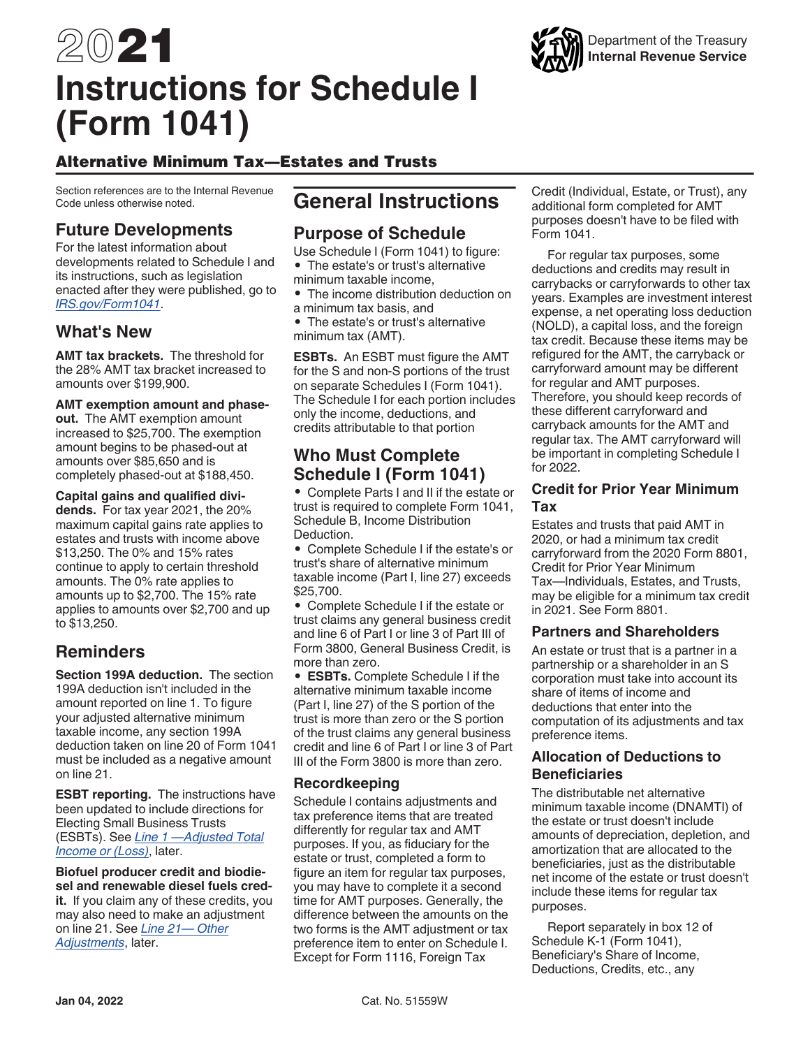# 2021 Instructions for Schedule I (Form 1041)

## Alternative Minimum Tax—Estates and Trusts

Section references are to the Internal Revenue Code unless otherwise noted.

## Future Developments

For the latest information about developments related to Schedule I and its instructions, such as legislation enacted after they were published, go to *IRS.gov/Form1041*.

## What's New

**AMT tax brackets.** The threshold for the 28% AMT tax bracket increased to amounts over $199,900.

**AMT exemption amount and phase-out.** The AMT exemption amount increased to $25,700. The exemption amount begins to be phased-out at amounts over $85,650 and is completely phased-out at $188,450.

**Capital gains and qualified dividends.** For tax year 2021, the 20% maximum capital gains rate applies to estates and trusts with income above $13,250. The 0% and 15% rates continue to apply to certain threshold amounts. The 0% rate applies to amounts up to $2,700. The 15% rate applies to amounts over $2,700 and up to $13,250.

## Reminders

**Section 199A deduction.** The section 199A deduction isn't included in the amount reported on line 1. To figure your adjusted alternative minimum taxable income, any section 199A deduction taken on line 20 of Form 1041 must be included as a negative amount on line 21.

**ESBT reporting.** The instructions have been updated to include directions for Electing Small Business Trusts (ESBTs). See *Line 1 —Adjusted Total Income or (Loss)*, later.

**Biofuel producer credit and biodiesel and renewable diesel fuels credit.** If you claim any of these credits, you may also need to make an adjustment on line 21. See *Line 21— Other Adjustments*, later.

# General Instructions

## Purpose of Schedule

Use Schedule I (Form 1041) to figure:

- The estate's or trust's alternative minimum taxable income,
- The income distribution deduction on a minimum tax basis, and
- The estate's or trust's alternative minimum tax (AMT).

**ESBTs.** An ESBT must figure the AMT for the S and non-S portions of the trust on separate Schedules I (Form 1041). The Schedule I for each portion includes only the income, deductions, and credits attributable to that portion

## Who Must Complete Schedule I (Form 1041)

- Complete Parts I and II if the estate or trust is required to complete Form 1041, Schedule B, Income Distribution Deduction.
- Complete Schedule I if the estate's or trust's share of alternative minimum taxable income (Part I, line 27) exceeds $25,700.
- Complete Schedule I if the estate or trust claims any general business credit and line 6 of Part I or line 3 of Part III of Form 3800, General Business Credit, is more than zero.
- **ESBTs.** Complete Schedule I if the alternative minimum taxable income (Part I, line 27) of the S portion of the trust is more than zero or the S portion of the trust claims any general business credit and line 6 of Part I or line 3 of Part III of the Form 3800 is more than zero.

## Recordkeeping

Schedule I contains adjustments and tax preference items that are treated differently for regular tax and AMT purposes. If you, as fiduciary for the estate or trust, completed a form to figure an item for regular tax purposes, you may need to complete it a second time for AMT purposes. Generally, the difference between the amounts on the two forms is the AMT adjustment or tax preference item to enter on Schedule I. Except for Form 1116, Foreign Tax Credit (Individual, Estate, or Trust), any additional form completed for AMT purposes doesn't have to be filed with Form 1041.

For regular tax purposes, some deductions and credits may result in carrybacks or carryforwards to other tax years. Examples are investment interest expense, a net operating loss deduction (NOLD), a capital loss, and the foreign tax credit. Because these items may be refigured for the AMT, the carryback or carryforward amount may be different for regular and AMT purposes. Therefore, you should keep records of these different carryforward and carryback amounts for the AMT and regular tax. The AMT carryforward will be important in completing Schedule I for 2022.

### Credit for Prior Year Minimum Tax

Estates and trusts that paid AMT in 2020, or had a minimum tax credit carryforward from the 2020 Form 8801, Credit for Prior Year Minimum Tax—Individuals, Estates, and Trusts, may be eligible for a minimum tax credit in 2021. See Form 8801.

### Partners and Shareholders

An estate or trust that is a partner in a partnership or a shareholder in an S corporation must take into account its share of items of income and deductions that enter into the computation of its adjustments and tax preference items.

### Allocation of Deductions to Beneficiaries

The distributable net alternative minimum taxable income (DNAMTI) of the estate or trust doesn't include amounts of depreciation, depletion, and amortization that are allocated to the beneficiaries, just as the distributable net income of the estate or trust doesn't include these items for regular tax purposes.

Report separately in box 12 of Schedule K-1 (Form 1041), Beneficiary's Share of Income, Deductions, Credits, etc., any

Jan 04, 2022 Cat. No. 51559W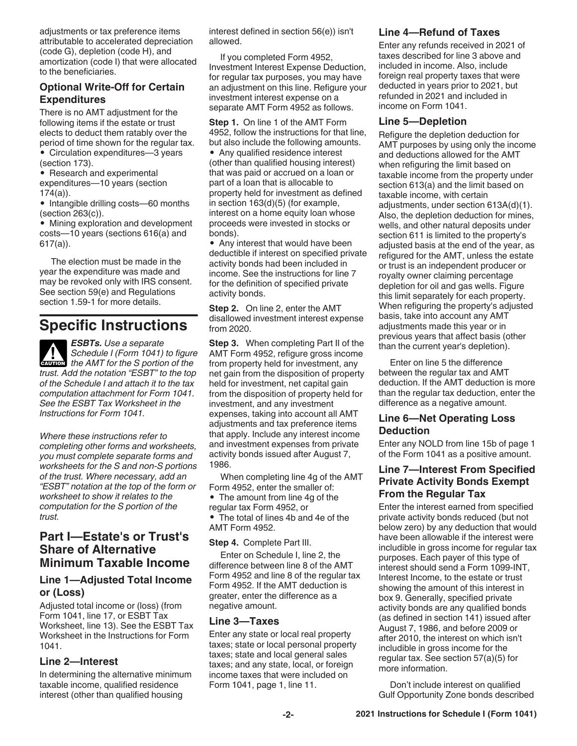adjustments or tax preference items attributable to accelerated depreciation (code G), depletion (code H), and amortization (code I) that were allocated to the beneficiaries.

### Optional Write-Off for Certain Expenditures

There is no AMT adjustment for the following items if the estate or trust elects to deduct them ratably over the period of time shown for the regular tax.

- Circulation expenditures—3 years (section 173).
- Research and experimental expenditures—10 years (section 174(a)).
- Intangible drilling costs—60 months (section 263(c)).
- Mining exploration and development costs—10 years (sections 616(a) and 617(a)).

The election must be made in the year the expenditure was made and may be revoked only with IRS consent. See section 59(e) and Regulations section 1.59-1 for more details.

# Specific Instructions

**CAUTION** *ESBTs. Use a separate Schedule I (Form 1041) to figure the AMT for the S portion of the trust. Add the notation "ESBT" to the top of the Schedule I and attach it to the tax computation attachment for Form 1041. See the ESBT Tax Worksheet in the Instructions for Form 1041.*

*Where these instructions refer to completing other forms and worksheets, you must complete separate forms and worksheets for the S and non-S portions of the trust. Where necessary, add an "ESBT" notation at the top of the form or worksheet to show it relates to the computation for the S portion of the trust.*

## Part I—Estate's or Trust's Share of Alternative Minimum Taxable Income

### Line 1—Adjusted Total Income or (Loss)

Adjusted total income or (loss) (from Form 1041, line 17, or ESBT Tax Worksheet, line 13). See the ESBT Tax Worksheet in the Instructions for Form 1041.

### Line 2—Interest

In determining the alternative minimum taxable income, qualified residence interest (other than qualified housing interest defined in section 56(e)) isn't allowed.

If you completed Form 4952, Investment Interest Expense Deduction, for regular tax purposes, you may have an adjustment on this line. Refigure your investment interest expense on a separate AMT Form 4952 as follows.

**Step 1.** On line 1 of the AMT Form 4952, follow the instructions for that line, but also include the following amounts.

- Any qualified residence interest (other than qualified housing interest) that was paid or accrued on a loan or part of a loan that is allocable to property held for investment as defined in section 163(d)(5) (for example, interest on a home equity loan whose proceeds were invested in stocks or bonds).
- Any interest that would have been deductible if interest on specified private activity bonds had been included in income. See the instructions for line 7 for the definition of specified private activity bonds.

**Step 2.** On line 2, enter the AMT disallowed investment interest expense from 2020.

**Step 3.** When completing Part II of the AMT Form 4952, refigure gross income from property held for investment, any net gain from the disposition of property held for investment, net capital gain from the disposition of property held for investment, and any investment expenses, taking into account all AMT adjustments and tax preference items that apply. Include any interest income and investment expenses from private activity bonds issued after August 7, 1986.

When completing line 4g of the AMT Form 4952, enter the smaller of:

- The amount from line 4g of the regular tax Form 4952, or
- The total of lines 4b and 4e of the AMT Form 4952.

**Step 4.** Complete Part III.

Enter on Schedule I, line 2, the difference between line 8 of the AMT Form 4952 and line 8 of the regular tax Form 4952. If the AMT deduction is greater, enter the difference as a negative amount.

### Line 3—Taxes

Enter any state or local real property taxes; state or local personal property taxes; state and local general sales taxes; and any state, local, or foreign income taxes that were included on Form 1041, page 1, line 11.

### Line 4—Refund of Taxes

Enter any refunds received in 2021 of taxes described for line 3 above and included in income. Also, include foreign real property taxes that were deducted in years prior to 2021, but refunded in 2021 and included in income on Form 1041.

### Line 5—Depletion

Refigure the depletion deduction for AMT purposes by using only the income and deductions allowed for the AMT when refiguring the limit based on taxable income from the property under section 613(a) and the limit based on taxable income, with certain adjustments, under section 613A(d)(1). Also, the depletion deduction for mines, wells, and other natural deposits under section 611 is limited to the property's adjusted basis at the end of the year, as refigured for the AMT, unless the estate or trust is an independent producer or royalty owner claiming percentage depletion for oil and gas wells. Figure this limit separately for each property. When refiguring the property's adjusted basis, take into account any AMT adjustments made this year or in previous years that affect basis (other than the current year's depletion).

Enter on line 5 the difference between the regular tax and AMT deduction. If the AMT deduction is more than the regular tax deduction, enter the difference as a negative amount.

### Line 6—Net Operating Loss Deduction

Enter any NOLD from line 15b of page 1 of the Form 1041 as a positive amount.

### Line 7—Interest From Specified Private Activity Bonds Exempt From the Regular Tax

Enter the interest earned from specified private activity bonds reduced (but not below zero) by any deduction that would have been allowable if the interest were includible in gross income for regular tax purposes. Each payer of this type of interest should send a Form 1099-INT, Interest Income, to the estate or trust showing the amount of this interest in box 9. Generally, specified private activity bonds are any qualified bonds (as defined in section 141) issued after August 7, 1986, and before 2009 or after 2010, the interest on which isn't includible in gross income for the regular tax. See section 57(a)(5) for more information.

Don't include interest on qualified Gulf Opportunity Zone bonds described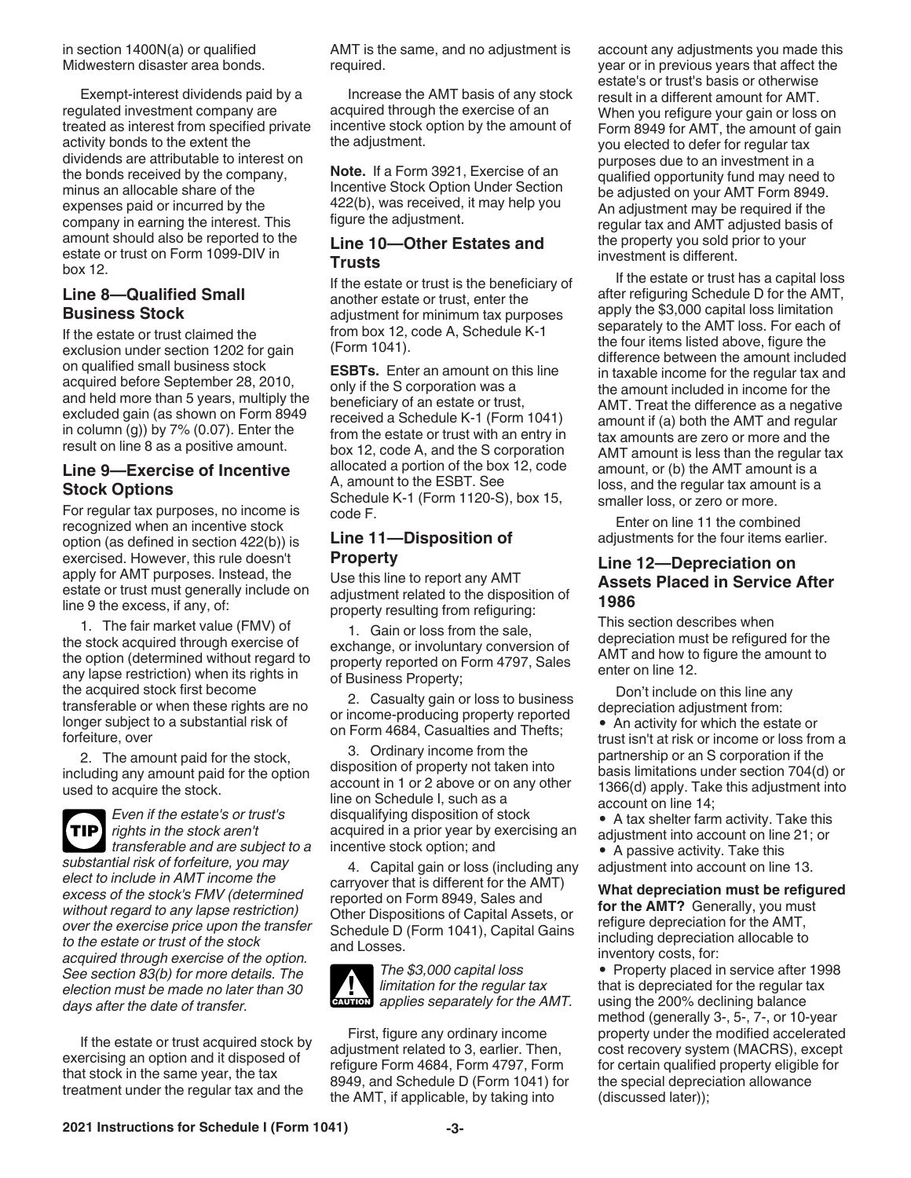in section 1400N(a) or qualified Midwestern disaster area bonds.

Exempt-interest dividends paid by a regulated investment company are treated as interest from specified private activity bonds to the extent the dividends are attributable to interest on the bonds received by the company, minus an allocable share of the expenses paid or incurred by the company in earning the interest. This amount should also be reported to the estate or trust on Form 1099-DIV in box 12.

### Line 8—Qualified Small Business Stock

If the estate or trust claimed the exclusion under section 1202 for gain on qualified small business stock acquired before September 28, 2010, and held more than 5 years, multiply the excluded gain (as shown on Form 8949 in column (g)) by 7% (0.07). Enter the result on line 8 as a positive amount.

### Line 9—Exercise of Incentive Stock Options

For regular tax purposes, no income is recognized when an incentive stock option (as defined in section 422(b)) is exercised. However, this rule doesn't apply for AMT purposes. Instead, the estate or trust must generally include on line 9 the excess, if any, of:

1. The fair market value (FMV) of the stock acquired through exercise of the option (determined without regard to any lapse restriction) when its rights in the acquired stock first become transferable or when these rights are no longer subject to a substantial risk of forfeiture, over
2. The amount paid for the stock, including any amount paid for the option used to acquire the stock.

**TIP** *Even if the estate's or trust's rights in the stock aren't transferable and are subject to a substantial risk of forfeiture, you may elect to include in AMT income the excess of the stock's FMV (determined without regard to any lapse restriction) over the exercise price upon the transfer to the estate or trust of the stock acquired through exercise of the option. See section 83(b) for more details. The election must be made no later than 30 days after the date of transfer.*

If the estate or trust acquired stock by exercising an option and it disposed of that stock in the same year, the tax treatment under the regular tax and the AMT is the same, and no adjustment is required.

Increase the AMT basis of any stock acquired through the exercise of an incentive stock option by the amount of the adjustment.

**Note.** If a Form 3921, Exercise of an Incentive Stock Option Under Section 422(b), was received, it may help you figure the adjustment.

### Line 10—Other Estates and Trusts

If the estate or trust is the beneficiary of another estate or trust, enter the adjustment for minimum tax purposes from box 12, code A, Schedule K-1 (Form 1041).

**ESBTs.** Enter an amount on this line only if the S corporation was a beneficiary of an estate or trust, received a Schedule K-1 (Form 1041) from the estate or trust with an entry in box 12, code A, and the S corporation allocated a portion of the box 12, code A, amount to the ESBT. See Schedule K-1 (Form 1120-S), box 15, code F.

### Line 11—Disposition of Property

Use this line to report any AMT adjustment related to the disposition of property resulting from refiguring:

1. Gain or loss from the sale, exchange, or involuntary conversion of property reported on Form 4797, Sales of Business Property;
2. Casualty gain or loss to business or income-producing property reported on Form 4684, Casualties and Thefts;
3. Ordinary income from the disposition of property not taken into account in 1 or 2 above or on any other line on Schedule I, such as a disqualifying disposition of stock acquired in a prior year by exercising an incentive stock option; and
4. Capital gain or loss (including any carryover that is different for the AMT) reported on Form 8949, Sales and Other Dispositions of Capital Assets, or Schedule D (Form 1041), Capital Gains and Losses.

**CAUTION** *The $3,000 capital loss limitation for the regular tax applies separately for the AMT.*

First, figure any ordinary income adjustment related to 3, earlier. Then, refigure Form 4684, Form 4797, Form 8949, and Schedule D (Form 1041) for the AMT, if applicable, by taking into account any adjustments you made this year or in previous years that affect the estate's or trust's basis or otherwise result in a different amount for AMT. When you refigure your gain or loss on Form 8949 for AMT, the amount of gain you elected to defer for regular tax purposes due to an investment in a qualified opportunity fund may need to be adjusted on your AMT Form 8949. An adjustment may be required if the regular tax and AMT adjusted basis of the property you sold prior to your investment is different.

If the estate or trust has a capital loss after refiguring Schedule D for the AMT, apply the $3,000 capital loss limitation separately to the AMT loss. For each of the four items listed above, figure the difference between the amount included in taxable income for the regular tax and the amount included in income for the AMT. Treat the difference as a negative amount if (a) both the AMT and regular tax amounts are zero or more and the AMT amount is less than the regular tax amount, or (b) the AMT amount is a loss, and the regular tax amount is a smaller loss, or zero or more.

Enter on line 11 the combined adjustments for the four items earlier.

### Line 12—Depreciation on Assets Placed in Service After 1986

This section describes when depreciation must be refigured for the AMT and how to figure the amount to enter on line 12.

Don't include on this line any depreciation adjustment from:

- An activity for which the estate or trust isn't at risk or income or loss from a partnership or an S corporation if the basis limitations under section 704(d) or 1366(d) apply. Take this adjustment into account on line 14;
- A tax shelter farm activity. Take this adjustment into account on line 21; or
- A passive activity. Take this adjustment into account on line 13.

**What depreciation must be refigured for the AMT?** Generally, you must refigure depreciation for the AMT, including depreciation allocable to inventory costs, for:

- Property placed in service after 1998 that is depreciated for the regular tax using the 200% declining balance method (generally 3-, 5-, 7-, or 10-year property under the modified accelerated cost recovery system (MACRS), except for certain qualified property eligible for the special depreciation allowance (discussed later));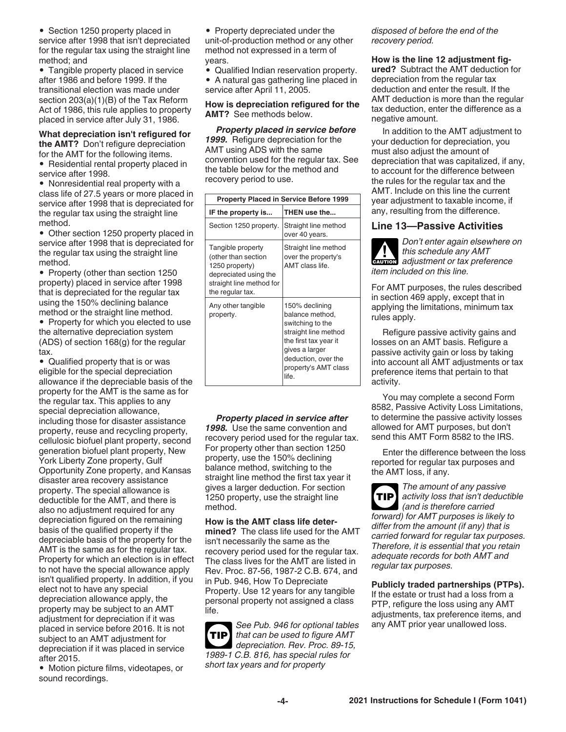- Section 1250 property placed in service after 1998 that isn't depreciated for the regular tax using the straight line method; and
- Tangible property placed in service after 1986 and before 1999. If the transitional election was made under section 203(a)(1)(B) of the Tax Reform Act of 1986, this rule applies to property placed in service after July 31, 1986.

**What depreciation isn't refigured for the AMT?** Don't refigure depreciation for the AMT for the following items.

- Residential rental property placed in service after 1998.
- Nonresidential real property with a class life of 27.5 years or more placed in service after 1998 that is depreciated for the regular tax using the straight line method.
- Other section 1250 property placed in service after 1998 that is depreciated for the regular tax using the straight line method.
- Property (other than section 1250 property) placed in service after 1998 that is depreciated for the regular tax using the 150% declining balance method or the straight line method.
- Property for which you elected to use the alternative depreciation system (ADS) of section 168(g) for the regular tax.
- Qualified property that is or was eligible for the special depreciation allowance if the depreciable basis of the property for the AMT is the same as for the regular tax. This applies to any special depreciation allowance, including those for disaster assistance property, reuse and recycling property, cellulosic biofuel plant property, second generation biofuel plant property, New York Liberty Zone property, Gulf Opportunity Zone property, and Kansas disaster area recovery assistance property. The special allowance is deductible for the AMT, and there is also no adjustment required for any depreciation figured on the remaining basis of the qualified property if the depreciable basis of the property for the AMT is the same as for the regular tax. Property for which an election is in effect to not have the special allowance apply isn't qualified property. In addition, if you elect not to have any special depreciation allowance apply, the property may be subject to an AMT adjustment for depreciation if it was placed in service before 2016. It is not subject to an AMT adjustment for depreciation if it was placed in service after 2015.
- Motion picture films, videotapes, or sound recordings.
- Property depreciated under the unit-of-production method or any other method not expressed in a term of years.
- Qualified Indian reservation property.
- A natural gas gathering line placed in service after April 11, 2005.

**How is depreciation refigured for the AMT?** See methods below.

***Property placed in service before 1999.*** Refigure depreciation for the AMT using ADS with the same convention used for the regular tax. See the table below for the method and recovery period to use.

| Property Placed in Service Before 1999 | |
|---|---|
| **IF the property is...** | **THEN use the...** |
| Section 1250 property. | Straight line method over 40 years. |
| Tangible property (other than section 1250 property) depreciated using the straight line method for the regular tax. | Straight line method over the property's AMT class life. |
| Any other tangible property. | 150% declining balance method, switching to the straight line method the first tax year it gives a larger deduction, over the property's AMT class life. |

***Property placed in service after 1998.*** Use the same convention and recovery period used for the regular tax. For property other than section 1250 property, use the 150% declining balance method, switching to the straight line method the first tax year it gives a larger deduction. For section 1250 property, use the straight line method.

**How is the AMT class life determined?** The class life used for the AMT isn't necessarily the same as the recovery period used for the regular tax. The class lives for the AMT are listed in Rev. Proc. 87-56, 1987-2 C.B. 674, and in Pub. 946, How To Depreciate Property. Use 12 years for any tangible personal property not assigned a class life.

**TIP** *See Pub. 946 for optional tables that can be used to figure AMT depreciation. Rev. Proc. 89-15, 1989-1 C.B. 816, has special rules for short tax years and for property disposed of before the end of the recovery period.*

**How is the line 12 adjustment figured?** Subtract the AMT deduction for depreciation from the regular tax deduction and enter the result. If the AMT deduction is more than the regular tax deduction, enter the difference as a negative amount.

In addition to the AMT adjustment to your deduction for depreciation, you must also adjust the amount of depreciation that was capitalized, if any, to account for the difference between the rules for the regular tax and the AMT. Include on this line the current year adjustment to taxable income, if any, resulting from the difference.

## Line 13—Passive Activities

**CAUTION** *Don't enter again elsewhere on this schedule any AMT adjustment or tax preference item included on this line.*

For AMT purposes, the rules described in section 469 apply, except that in applying the limitations, minimum tax rules apply.

Refigure passive activity gains and losses on an AMT basis. Refigure a passive activity gain or loss by taking into account all AMT adjustments or tax preference items that pertain to that activity.

You may complete a second Form 8582, Passive Activity Loss Limitations, to determine the passive activity losses allowed for AMT purposes, but don't send this AMT Form 8582 to the IRS.

Enter the difference between the loss reported for regular tax purposes and the AMT loss, if any.

**TIP** *The amount of any passive activity loss that isn't deductible (and is therefore carried forward) for AMT purposes is likely to differ from the amount (if any) that is carried forward for regular tax purposes. Therefore, it is essential that you retain adequate records for both AMT and regular tax purposes.*

**Publicly traded partnerships (PTPs).** If the estate or trust had a loss from a PTP, refigure the loss using any AMT adjustments, tax preference items, and any AMT prior year unallowed loss.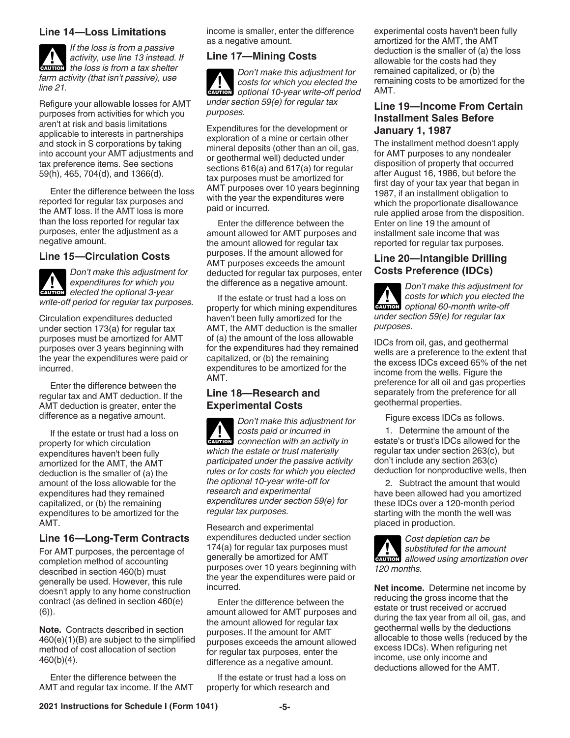### Line 14—Loss Limitations

**CAUTION** *If the loss is from a passive activity, use line 13 instead. If the loss is from a tax shelter farm activity (that isn't passive), use line 21.*

Refigure your allowable losses for AMT purposes from activities for which you aren't at risk and basis limitations applicable to interests in partnerships and stock in S corporations by taking into account your AMT adjustments and tax preference items. See sections 59(h), 465, 704(d), and 1366(d).

Enter the difference between the loss reported for regular tax purposes and the AMT loss. If the AMT loss is more than the loss reported for regular tax purposes, enter the adjustment as a negative amount.

### Line 15—Circulation Costs

**CAUTION** *Don't make this adjustment for expenditures for which you elected the optional 3-year write-off period for regular tax purposes.*

Circulation expenditures deducted under section 173(a) for regular tax purposes must be amortized for AMT purposes over 3 years beginning with the year the expenditures were paid or incurred.

Enter the difference between the regular tax and AMT deduction. If the AMT deduction is greater, enter the difference as a negative amount.

If the estate or trust had a loss on property for which circulation expenditures haven't been fully amortized for the AMT, the AMT deduction is the smaller of (a) the amount of the loss allowable for the expenditures had they remained capitalized, or (b) the remaining expenditures to be amortized for the AMT.

### Line 16—Long-Term Contracts

For AMT purposes, the percentage of completion method of accounting described in section 460(b) must generally be used. However, this rule doesn't apply to any home construction contract (as defined in section 460(e)(6)).

**Note.** Contracts described in section 460(e)(1)(B) are subject to the simplified method of cost allocation of section 460(b)(4).

Enter the difference between the AMT and regular tax income. If the AMT income is smaller, enter the difference as a negative amount.

### Line 17—Mining Costs

**CAUTION** *Don't make this adjustment for costs for which you elected the optional 10-year write-off period under section 59(e) for regular tax purposes.*

Expenditures for the development or exploration of a mine or certain other mineral deposits (other than an oil, gas, or geothermal well) deducted under sections 616(a) and 617(a) for regular tax purposes must be amortized for AMT purposes over 10 years beginning with the year the expenditures were paid or incurred.

Enter the difference between the amount allowed for AMT purposes and the amount allowed for regular tax purposes. If the amount allowed for AMT purposes exceeds the amount deducted for regular tax purposes, enter the difference as a negative amount.

If the estate or trust had a loss on property for which mining expenditures haven't been fully amortized for the AMT, the AMT deduction is the smaller of (a) the amount of the loss allowable for the expenditures had they remained capitalized, or (b) the remaining expenditures to be amortized for the AMT.

### Line 18—Research and Experimental Costs

**CAUTION** *Don't make this adjustment for costs paid or incurred in connection with an activity in which the estate or trust materially participated under the passive activity rules or for costs for which you elected the optional 10-year write-off for research and experimental expenditures under section 59(e) for regular tax purposes.*

Research and experimental expenditures deducted under section 174(a) for regular tax purposes must generally be amortized for AMT purposes over 10 years beginning with the year the expenditures were paid or incurred.

Enter the difference between the amount allowed for AMT purposes and the amount allowed for regular tax purposes. If the amount for AMT purposes exceeds the amount allowed for regular tax purposes, enter the difference as a negative amount.

If the estate or trust had a loss on property for which research and experimental costs haven't been fully amortized for the AMT, the AMT deduction is the smaller of (a) the loss allowable for the costs had they remained capitalized, or (b) the remaining costs to be amortized for the AMT.

### Line 19—Income From Certain Installment Sales Before January 1, 1987

The installment method doesn't apply for AMT purposes to any nondealer disposition of property that occurred after August 16, 1986, but before the first day of your tax year that began in 1987, if an installment obligation to which the proportionate disallowance rule applied arose from the disposition. Enter on line 19 the amount of installment sale income that was reported for regular tax purposes.

### Line 20—Intangible Drilling Costs Preference (IDCs)

**CAUTION** *Don't make this adjustment for costs for which you elected the optional 60-month write-off under section 59(e) for regular tax purposes.*

IDCs from oil, gas, and geothermal wells are a preference to the extent that the excess IDCs exceed 65% of the net income from the wells. Figure the preference for all oil and gas properties separately from the preference for all geothermal properties.

Figure excess IDCs as follows.

1. Determine the amount of the estate's or trust's IDCs allowed for the regular tax under section 263(c), but don't include any section 263(c) deduction for nonproductive wells, then
2. Subtract the amount that would have been allowed had you amortized these IDCs over a 120-month period starting with the month the well was placed in production.

**CAUTION** *Cost depletion can be substituted for the amount allowed using amortization over 120 months.*

**Net income.** Determine net income by reducing the gross income that the estate or trust received or accrued during the tax year from all oil, gas, and geothermal wells by the deductions allocable to those wells (reduced by the excess IDCs). When refiguring net income, use only income and deductions allowed for the AMT.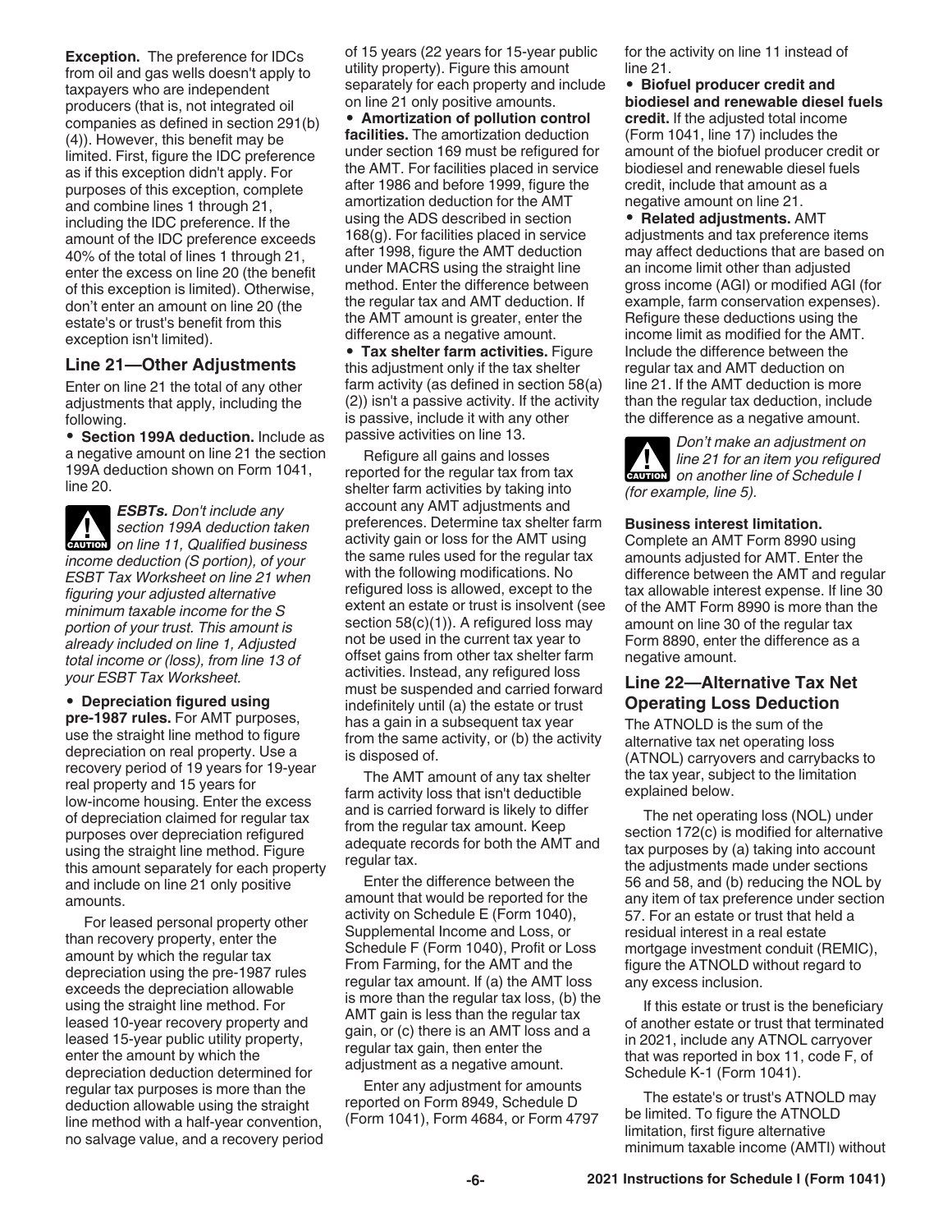**Exception.** The preference for IDCs from oil and gas wells doesn't apply to taxpayers who are independent producers (that is, not integrated oil companies as defined in section 291(b)(4)). However, this benefit may be limited. First, figure the IDC preference as if this exception didn't apply. For purposes of this exception, complete and combine lines 1 through 21, including the IDC preference. If the amount of the IDC preference exceeds 40% of the total of lines 1 through 21, enter the excess on line 20 (the benefit of this exception is limited). Otherwise, don't enter an amount on line 20 (the estate's or trust's benefit from this exception isn't limited).

## Line 21—Other Adjustments

Enter on line 21 the total of any other adjustments that apply, including the following.

- **Section 199A deduction.** Include as a negative amount on line 21 the section 199A deduction shown on Form 1041, line 20.

**CAUTION** ***ESBTs.*** *Don't include any section 199A deduction taken on line 11, Qualified business income deduction (S portion), of your ESBT Tax Worksheet on line 21 when figuring your adjusted alternative minimum taxable income for the S portion of your trust. This amount is already included on line 1, Adjusted total income or (loss), from line 13 of your ESBT Tax Worksheet.*

- **Depreciation figured using pre-1987 rules.** For AMT purposes, use the straight line method to figure depreciation on real property. Use a recovery period of 19 years for 19-year real property and 15 years for low-income housing. Enter the excess of depreciation claimed for regular tax purposes over depreciation refigured using the straight line method. Figure this amount separately for each property and include on line 21 only positive amounts.

For leased personal property other than recovery property, enter the amount by which the regular tax depreciation using the pre-1987 rules exceeds the depreciation allowable using the straight line method. For leased 10-year recovery property and leased 15-year public utility property, enter the amount by which the depreciation deduction determined for regular tax purposes is more than the deduction allowable using the straight line method with a half-year convention, no salvage value, and a recovery period of 15 years (22 years for 15-year public utility property). Figure this amount separately for each property and include on line 21 only positive amounts.

- **Amortization of pollution control facilities.** The amortization deduction under section 169 must be refigured for the AMT. For facilities placed in service after 1986 and before 1999, figure the amortization deduction for the AMT using the ADS described in section 168(g). For facilities placed in service after 1998, figure the AMT deduction under MACRS using the straight line method. Enter the difference between the regular tax and AMT deduction. If the AMT amount is greater, enter the difference as a negative amount.
- **Tax shelter farm activities.** Figure this adjustment only if the tax shelter farm activity (as defined in section 58(a)(2)) isn't a passive activity. If the activity is passive, include it with any other passive activities on line 13.

Refigure all gains and losses reported for the regular tax from tax shelter farm activities by taking into account any AMT adjustments and preferences. Determine tax shelter farm activity gain or loss for the AMT using the same rules used for the regular tax with the following modifications. No refigured loss is allowed, except to the extent an estate or trust is insolvent (see section 58(c)(1)). A refigured loss may not be used in the current tax year to offset gains from other tax shelter farm activities. Instead, any refigured loss must be suspended and carried forward indefinitely until (a) the estate or trust has a gain in a subsequent tax year from the same activity, or (b) the activity is disposed of.

The AMT amount of any tax shelter farm activity loss that isn't deductible and is carried forward is likely to differ from the regular tax amount. Keep adequate records for both the AMT and regular tax.

Enter the difference between the amount that would be reported for the activity on Schedule E (Form 1040), Supplemental Income and Loss, or Schedule F (Form 1040), Profit or Loss From Farming, for the AMT and the regular tax amount. If (a) the AMT loss is more than the regular tax loss, (b) the AMT gain is less than the regular tax gain, or (c) there is an AMT loss and a regular tax gain, then enter the adjustment as a negative amount.

Enter any adjustment for amounts reported on Form 8949, Schedule D (Form 1041), Form 4684, or Form 4797 for the activity on line 11 instead of line 21.

- **Biofuel producer credit and biodiesel and renewable diesel fuels credit.** If the adjusted total income (Form 1041, line 17) includes the amount of the biofuel producer credit or biodiesel and renewable diesel fuels credit, include that amount as a negative amount on line 21.
- **Related adjustments.** AMT adjustments and tax preference items may affect deductions that are based on an income limit other than adjusted gross income (AGI) or modified AGI (for example, farm conservation expenses). Refigure these deductions using the income limit as modified for the AMT. Include the difference between the regular tax and AMT deduction on line 21. If the AMT deduction is more than the regular tax deduction, include the difference as a negative amount.

**CAUTION** *Don't make an adjustment on line 21 for an item you refigured on another line of Schedule I (for example, line 5).*

**Business interest limitation.** Complete an AMT Form 8990 using amounts adjusted for AMT. Enter the difference between the AMT and regular tax allowable interest expense. If line 30 of the AMT Form 8990 is more than the amount on line 30 of the regular tax Form 8890, enter the difference as a negative amount.

## Line 22—Alternative Tax Net Operating Loss Deduction

The ATNOLD is the sum of the alternative tax net operating loss (ATNOL) carryovers and carrybacks to the tax year, subject to the limitation explained below.

The net operating loss (NOL) under section 172(c) is modified for alternative tax purposes by (a) taking into account the adjustments made under sections 56 and 58, and (b) reducing the NOL by any item of tax preference under section 57. For an estate or trust that held a residual interest in a real estate mortgage investment conduit (REMIC), figure the ATNOLD without regard to any excess inclusion.

If this estate or trust is the beneficiary of another estate or trust that terminated in 2021, include any ATNOL carryover that was reported in box 11, code F, of Schedule K-1 (Form 1041).

The estate's or trust's ATNOLD may be limited. To figure the ATNOLD limitation, first figure alternative minimum taxable income (AMTI) without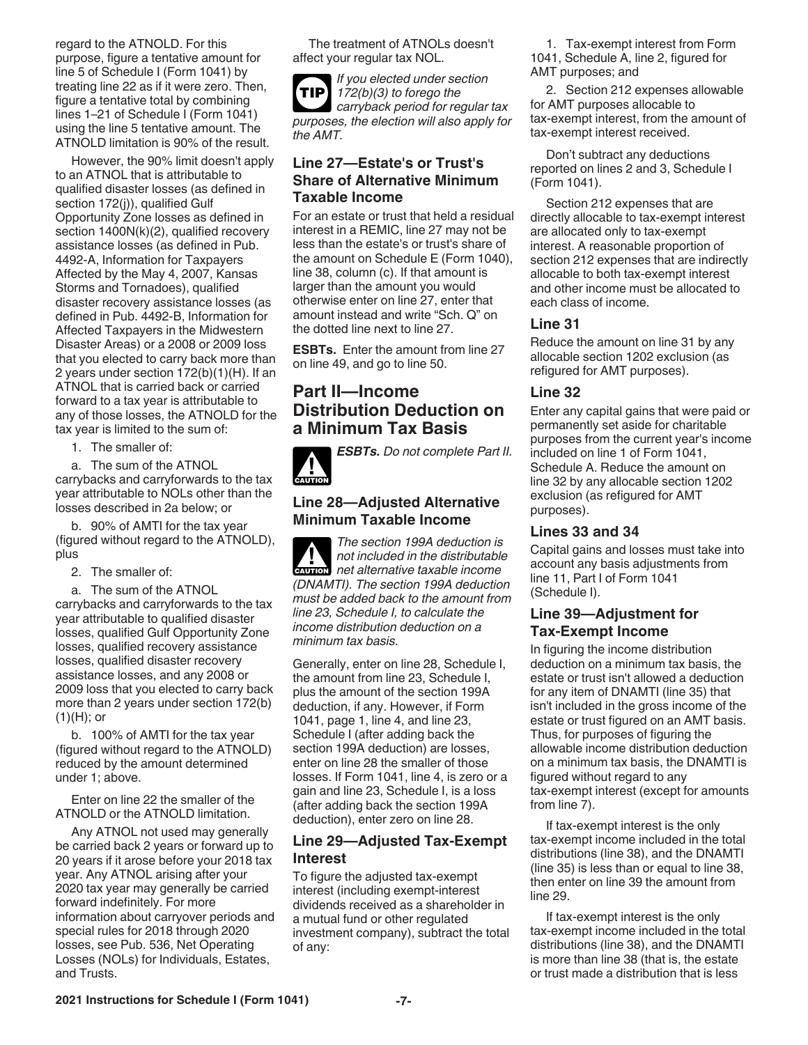regard to the ATNOLD. For this purpose, figure a tentative amount for line 5 of Schedule I (Form 1041) by treating line 22 as if it were zero. Then, figure a tentative total by combining lines 1–21 of Schedule I (Form 1041) using the line 5 tentative amount. The ATNOLD limitation is 90% of the result.

However, the 90% limit doesn't apply to an ATNOL that is attributable to qualified disaster losses (as defined in section 172(j)), qualified Gulf Opportunity Zone losses as defined in section 1400N(k)(2), qualified recovery assistance losses (as defined in Pub. 4492-A, Information for Taxpayers Affected by the May 4, 2007, Kansas Storms and Tornadoes), qualified disaster recovery assistance losses (as defined in Pub. 4492-B, Information for Affected Taxpayers in the Midwestern Disaster Areas) or a 2008 or 2009 loss that you elected to carry back more than 2 years under section 172(b)(1)(H). If an ATNOL that is carried back or carried forward to a tax year is attributable to any of those losses, the ATNOLD for the tax year is limited to the sum of:

1. The smaller of:

a. The sum of the ATNOL carrybacks and carryforwards to the tax year attributable to NOLs other than the losses described in 2a below; or

b. 90% of AMTI for the tax year (figured without regard to the ATNOLD), plus

2. The smaller of:

a. The sum of the ATNOL carrybacks and carryforwards to the tax year attributable to qualified disaster losses, qualified Gulf Opportunity Zone losses, qualified recovery assistance losses, qualified disaster recovery assistance losses, and any 2008 or 2009 loss that you elected to carry back more than 2 years under section 172(b)(1)(H); or

b. 100% of AMTI for the tax year (figured without regard to the ATNOLD) reduced by the amount determined under 1; above.

Enter on line 22 the smaller of the ATNOLD or the ATNOLD limitation.

Any ATNOL not used may generally be carried back 2 years or forward up to 20 years if it arose before your 2018 tax year. Any ATNOL arising after your 2020 tax year may generally be carried forward indefinitely. For more information about carryover periods and special rules for 2018 through 2020 losses, see Pub. 536, Net Operating Losses (NOLs) for Individuals, Estates, and Trusts.

The treatment of ATNOLs doesn't affect your regular tax NOL.

**TIP** *If you elected under section 172(b)(3) to forego the carryback period for regular tax purposes, the election will also apply for the AMT.*

### Line 27—Estate's or Trust's Share of Alternative Minimum Taxable Income

For an estate or trust that held a residual interest in a REMIC, line 27 may not be less than the estate's or trust's share of the amount on Schedule E (Form 1040), line 38, column (c). If that amount is larger than the amount you would otherwise enter on line 27, enter that amount instead and write "Sch. Q" on the dotted line next to line 27.

**ESBTs.** Enter the amount from line 27 on line 49, and go to line 50.

## Part II—Income Distribution Deduction on a Minimum Tax Basis

**CAUTION** *ESBTs. Do not complete Part II.*

### Line 28—Adjusted Alternative Minimum Taxable Income

**CAUTION** *The section 199A deduction is not included in the distributable net alternative taxable income (DNAMTI). The section 199A deduction must be added back to the amount from line 23, Schedule I, to calculate the income distribution deduction on a minimum tax basis.*

Generally, enter on line 28, Schedule I, the amount from line 23, Schedule I, plus the amount of the section 199A deduction, if any. However, if Form 1041, page 1, line 4, and line 23, Schedule I (after adding back the section 199A deduction) are losses, enter on line 28 the smaller of those losses. If Form 1041, line 4, is zero or a gain and line 23, Schedule I, is a loss (after adding back the section 199A deduction), enter zero on line 28.

### Line 29—Adjusted Tax-Exempt Interest

To figure the adjusted tax-exempt interest (including exempt-interest dividends received as a shareholder in a mutual fund or other regulated investment company), subtract the total of any:

1. Tax-exempt interest from Form 1041, Schedule A, line 2, figured for AMT purposes; and

2. Section 212 expenses allowable for AMT purposes allocable to tax-exempt interest, from the amount of tax-exempt interest received.

Don't subtract any deductions reported on lines 2 and 3, Schedule I (Form 1041).

Section 212 expenses that are directly allocable to tax-exempt interest are allocated only to tax-exempt interest. A reasonable proportion of section 212 expenses that are indirectly allocable to both tax-exempt interest and other income must be allocated to each class of income.

### Line 31

Reduce the amount on line 31 by any allocable section 1202 exclusion (as refigured for AMT purposes).

### Line 32

Enter any capital gains that were paid or permanently set aside for charitable purposes from the current year's income included on line 1 of Form 1041, Schedule A. Reduce the amount on line 32 by any allocable section 1202 exclusion (as refigured for AMT purposes).

### Lines 33 and 34

Capital gains and losses must take into account any basis adjustments from line 11, Part I of Form 1041 (Schedule I).

### Line 39—Adjustment for Tax-Exempt Income

In figuring the income distribution deduction on a minimum tax basis, the estate or trust isn't allowed a deduction for any item of DNAMTI (line 35) that isn't included in the gross income of the estate or trust figured on an AMT basis. Thus, for purposes of figuring the allowable income distribution deduction on a minimum tax basis, the DNAMTI is figured without regard to any tax-exempt interest (except for amounts from line 7).

If tax-exempt interest is the only tax-exempt income included in the total distributions (line 38), and the DNAMTI (line 35) is less than or equal to line 38, then enter on line 39 the amount from line 29.

If tax-exempt interest is the only tax-exempt income included in the total distributions (line 38), and the DNAMTI is more than line 38 (that is, the estate or trust made a distribution that is less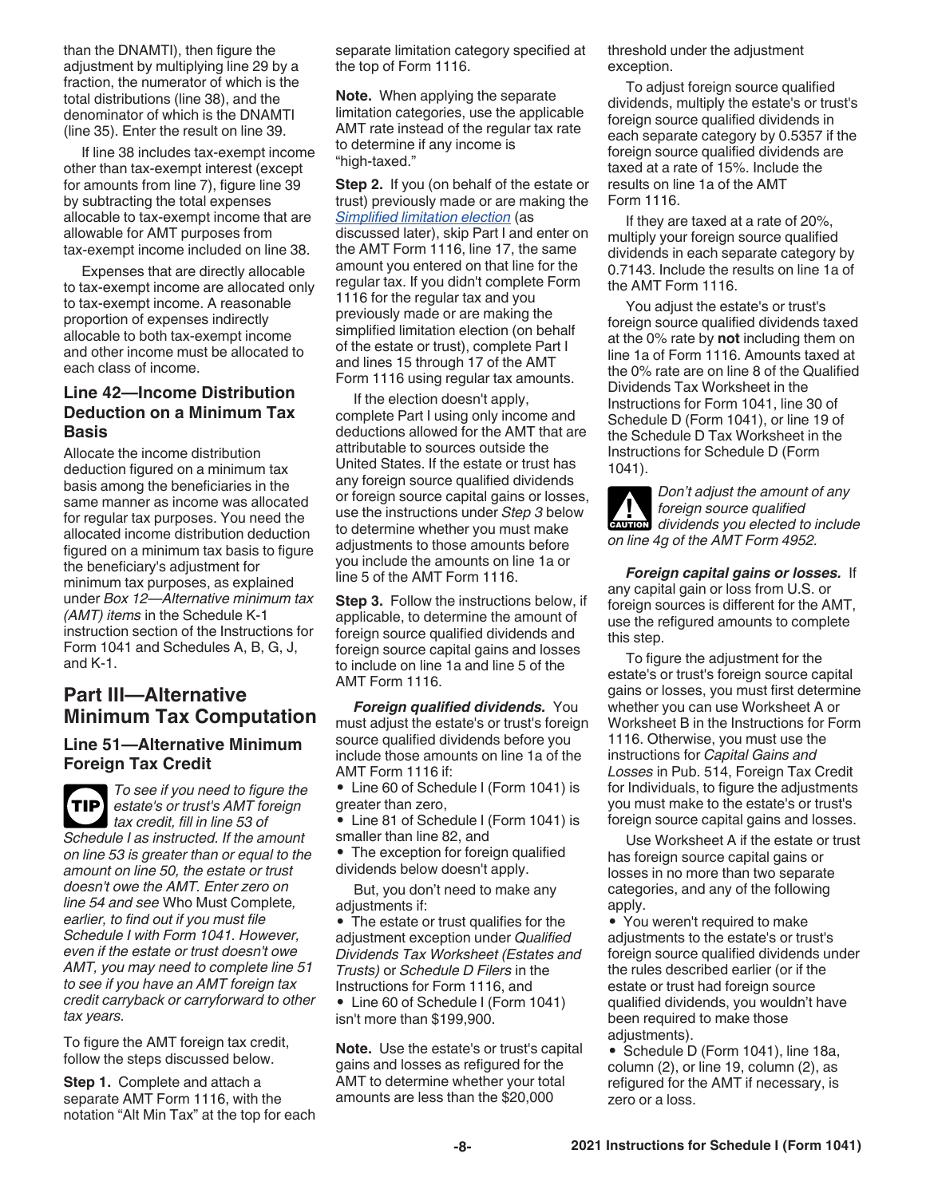than the DNAMTI), then figure the adjustment by multiplying line 29 by a fraction, the numerator of which is the total distributions (line 38), and the denominator of which is the DNAMTI (line 35). Enter the result on line 39.

If line 38 includes tax-exempt income other than tax-exempt interest (except for amounts from line 7), figure line 39 by subtracting the total expenses allocable to tax-exempt income that are allowable for AMT purposes from tax-exempt income included on line 38.

Expenses that are directly allocable to tax-exempt income are allocated only to tax-exempt income. A reasonable proportion of expenses indirectly allocable to both tax-exempt income and other income must be allocated to each class of income.

### Line 42—Income Distribution Deduction on a Minimum Tax Basis

Allocate the income distribution deduction figured on a minimum tax basis among the beneficiaries in the same manner as income was allocated for regular tax purposes. You need the allocated income distribution deduction figured on a minimum tax basis to figure the beneficiary's adjustment for minimum tax purposes, as explained under *Box 12—Alternative minimum tax (AMT) items* in the Schedule K-1 instruction section of the Instructions for Form 1041 and Schedules A, B, G, J, and K-1.

## Part III—Alternative Minimum Tax Computation

### Line 51—Alternative Minimum Foreign Tax Credit

**TIP** *To see if you need to figure the estate's or trust's AMT foreign tax credit, fill in line 53 of Schedule I as instructed. If the amount on line 53 is greater than or equal to the amount on line 50, the estate or trust doesn't owe the AMT. Enter zero on line 54 and see* Who Must Complete*, earlier, to find out if you must file Schedule I with Form 1041. However, even if the estate or trust doesn't owe AMT, you may need to complete line 51 to see if you have an AMT foreign tax credit carryback or carryforward to other tax years.*

To figure the AMT foreign tax credit, follow the steps discussed below.

**Step 1.** Complete and attach a separate AMT Form 1116, with the notation "Alt Min Tax" at the top for each separate limitation category specified at the top of Form 1116.

**Note.** When applying the separate limitation categories, use the applicable AMT rate instead of the regular tax rate to determine if any income is "high-taxed."

**Step 2.** If you (on behalf of the estate or trust) previously made or are making the *Simplified limitation election* (as discussed later), skip Part I and enter on the AMT Form 1116, line 17, the same amount you entered on that line for the regular tax. If you didn't complete Form 1116 for the regular tax and you previously made or are making the simplified limitation election (on behalf of the estate or trust), complete Part I and lines 15 through 17 of the AMT Form 1116 using regular tax amounts.

If the election doesn't apply, complete Part I using only income and deductions allowed for the AMT that are attributable to sources outside the United States. If the estate or trust has any foreign source qualified dividends or foreign source capital gains or losses, use the instructions under *Step 3* below to determine whether you must make adjustments to those amounts before you include the amounts on line 1a or line 5 of the AMT Form 1116.

**Step 3.** Follow the instructions below, if applicable, to determine the amount of foreign source qualified dividends and foreign source capital gains and losses to include on line 1a and line 5 of the AMT Form 1116.

***Foreign qualified dividends.*** You must adjust the estate's or trust's foreign source qualified dividends before you include those amounts on line 1a of the AMT Form 1116 if:

- Line 60 of Schedule I (Form 1041) is greater than zero,
- Line 81 of Schedule I (Form 1041) is smaller than line 82, and
- The exception for foreign qualified dividends below doesn't apply.

But, you don't need to make any adjustments if:

- The estate or trust qualifies for the adjustment exception under *Qualified Dividends Tax Worksheet (Estates and Trusts)* or *Schedule D Filers* in the Instructions for Form 1116, and
- Line 60 of Schedule I (Form 1041) isn't more than $199,900.

**Note.** Use the estate's or trust's capital gains and losses as refigured for the AMT to determine whether your total amounts are less than the $20,000 threshold under the adjustment exception.

To adjust foreign source qualified dividends, multiply the estate's or trust's foreign source qualified dividends in each separate category by 0.5357 if the foreign source qualified dividends are taxed at a rate of 15%. Include the results on line 1a of the AMT Form 1116.

If they are taxed at a rate of 20%, multiply your foreign source qualified dividends in each separate category by 0.7143. Include the results on line 1a of the AMT Form 1116.

You adjust the estate's or trust's foreign source qualified dividends taxed at the 0% rate by **not** including them on line 1a of Form 1116. Amounts taxed at the 0% rate are on line 8 of the Qualified Dividends Tax Worksheet in the Instructions for Form 1041, line 30 of Schedule D (Form 1041), or line 19 of the Schedule D Tax Worksheet in the Instructions for Schedule D (Form 1041).

**CAUTION** *Don't adjust the amount of any foreign source qualified dividends you elected to include on line 4g of the AMT Form 4952.*

***Foreign capital gains or losses.*** If any capital gain or loss from U.S. or foreign sources is different for the AMT, use the refigured amounts to complete this step.

To figure the adjustment for the estate's or trust's foreign source capital gains or losses, you must first determine whether you can use Worksheet A or Worksheet B in the Instructions for Form 1116. Otherwise, you must use the instructions for *Capital Gains and Losses* in Pub. 514, Foreign Tax Credit for Individuals, to figure the adjustments you must make to the estate's or trust's foreign source capital gains and losses.

Use Worksheet A if the estate or trust has foreign source capital gains or losses in no more than two separate categories, and any of the following apply.

- You weren't required to make adjustments to the estate's or trust's foreign source qualified dividends under the rules described earlier (or if the estate or trust had foreign source qualified dividends, you wouldn't have been required to make those adjustments).
- Schedule D (Form 1041), line 18a, column (2), or line 19, column (2), as refigured for the AMT if necessary, is zero or a loss.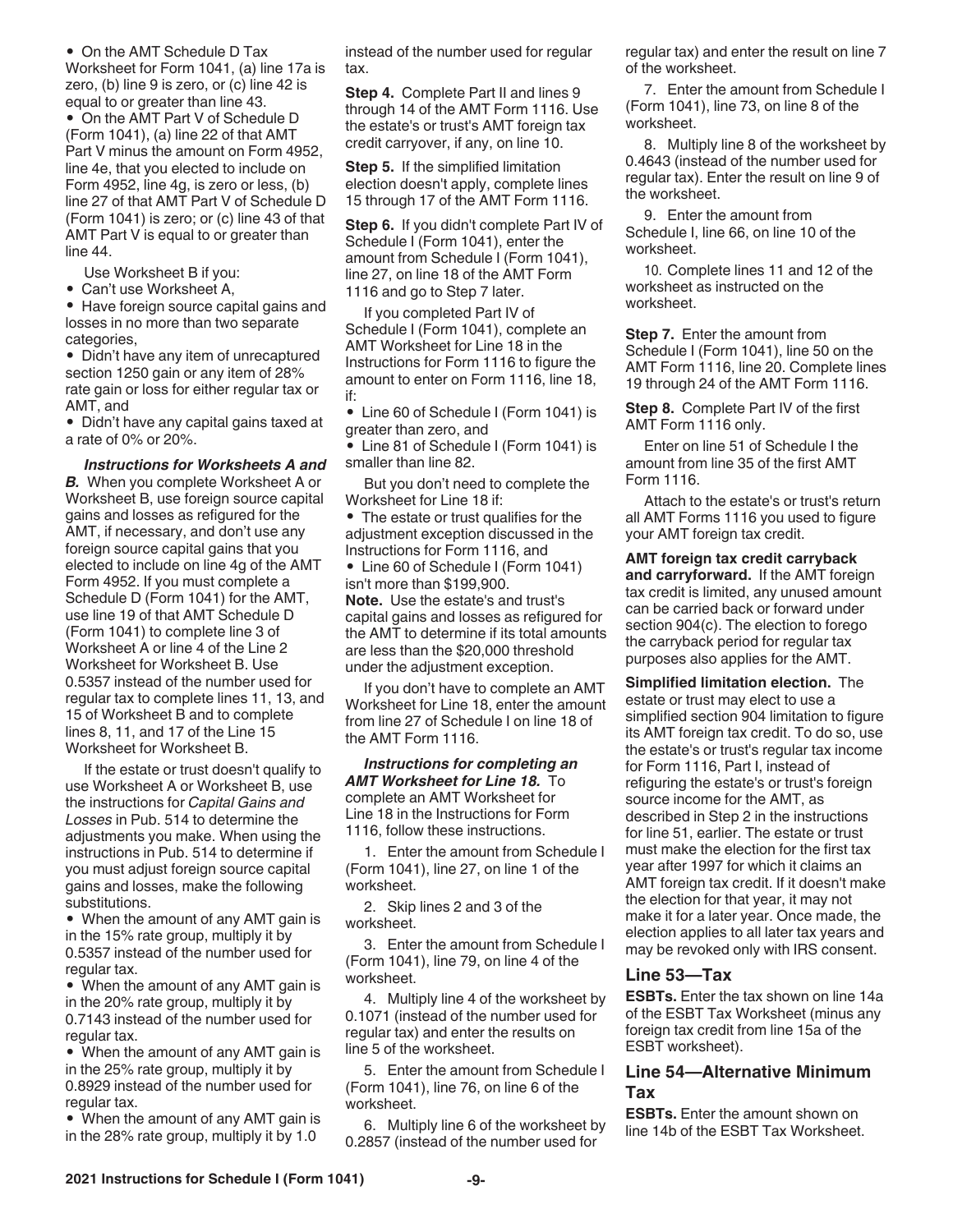- On the AMT Schedule D Tax Worksheet for Form 1041, (a) line 17a is zero, (b) line 9 is zero, or (c) line 42 is equal to or greater than line 43.
- On the AMT Part V of Schedule D (Form 1041), (a) line 22 of that AMT Part V minus the amount on Form 4952, line 4e, that you elected to include on Form 4952, line 4g, is zero or less, (b) line 27 of that AMT Part V of Schedule D (Form 1041) is zero; or (c) line 43 of that AMT Part V is equal to or greater than line 44.

Use Worksheet B if you:

- Can't use Worksheet A,
- Have foreign source capital gains and losses in no more than two separate categories,
- Didn't have any item of unrecaptured section 1250 gain or any item of 28% rate gain or loss for either regular tax or AMT, and
- Didn't have any capital gains taxed at a rate of 0% or 20%.

***Instructions for Worksheets A and B.*** When you complete Worksheet A or Worksheet B, use foreign source capital gains and losses as refigured for the AMT, if necessary, and don't use any foreign source capital gains that you elected to include on line 4g of the AMT Form 4952. If you must complete a Schedule D (Form 1041) for the AMT, use line 19 of that AMT Schedule D (Form 1041) to complete line 3 of Worksheet A or line 4 of the Line 2 Worksheet for Worksheet B. Use 0.5357 instead of the number used for regular tax to complete lines 11, 13, and 15 of Worksheet B and to complete lines 8, 11, and 17 of the Line 15 Worksheet for Worksheet B.

If the estate or trust doesn't qualify to use Worksheet A or Worksheet B, use the instructions for *Capital Gains and Losses* in Pub. 514 to determine the adjustments you make. When using the instructions in Pub. 514 to determine if you must adjust foreign source capital gains and losses, make the following substitutions.

- When the amount of any AMT gain is in the 15% rate group, multiply it by 0.5357 instead of the number used for regular tax.
- When the amount of any AMT gain is in the 20% rate group, multiply it by 0.7143 instead of the number used for regular tax.
- When the amount of any AMT gain is in the 25% rate group, multiply it by 0.8929 instead of the number used for regular tax.
- When the amount of any AMT gain is in the 28% rate group, multiply it by 1.0 instead of the number used for regular tax.

**Step 4.** Complete Part II and lines 9 through 14 of the AMT Form 1116. Use the estate's or trust's AMT foreign tax credit carryover, if any, on line 10.

**Step 5.** If the simplified limitation election doesn't apply, complete lines 15 through 17 of the AMT Form 1116.

**Step 6.** If you didn't complete Part IV of Schedule I (Form 1041), enter the amount from Schedule I (Form 1041), line 27, on line 18 of the AMT Form 1116 and go to Step 7 later.

If you completed Part IV of Schedule I (Form 1041), complete an AMT Worksheet for Line 18 in the Instructions for Form 1116 to figure the amount to enter on Form 1116, line 18, if:

- Line 60 of Schedule I (Form 1041) is greater than zero, and
- Line 81 of Schedule I (Form 1041) is smaller than line 82.

But you don't need to complete the Worksheet for Line 18 if:

- The estate or trust qualifies for the adjustment exception discussed in the Instructions for Form 1116, and
- Line 60 of Schedule I (Form 1041) isn't more than $199,900.

**Note.** Use the estate's and trust's capital gains and losses as refigured for the AMT to determine if its total amounts are less than the $20,000 threshold under the adjustment exception.

If you don't have to complete an AMT Worksheet for Line 18, enter the amount from line 27 of Schedule I on line 18 of the AMT Form 1116.

***Instructions for completing an AMT Worksheet for Line 18.*** To complete an AMT Worksheet for Line 18 in the Instructions for Form 1116, follow these instructions.

1. Enter the amount from Schedule I (Form 1041), line 27, on line 1 of the worksheet.
2. Skip lines 2 and 3 of the worksheet.
3. Enter the amount from Schedule I (Form 1041), line 79, on line 4 of the worksheet.
4. Multiply line 4 of the worksheet by 0.1071 (instead of the number used for regular tax) and enter the results on line 5 of the worksheet.
5. Enter the amount from Schedule I (Form 1041), line 76, on line 6 of the worksheet.
6. Multiply line 6 of the worksheet by 0.2857 (instead of the number used for regular tax) and enter the result on line 7 of the worksheet.
7. Enter the amount from Schedule I (Form 1041), line 73, on line 8 of the worksheet.
8. Multiply line 8 of the worksheet by 0.4643 (instead of the number used for regular tax). Enter the result on line 9 of the worksheet.
9. Enter the amount from Schedule I, line 66, on line 10 of the worksheet.
10. Complete lines 11 and 12 of the worksheet as instructed on the worksheet.

**Step 7.** Enter the amount from Schedule I (Form 1041), line 50 on the AMT Form 1116, line 20. Complete lines 19 through 24 of the AMT Form 1116.

**Step 8.** Complete Part IV of the first AMT Form 1116 only.

Enter on line 51 of Schedule I the amount from line 35 of the first AMT Form 1116.

Attach to the estate's or trust's return all AMT Forms 1116 you used to figure your AMT foreign tax credit.

**AMT foreign tax credit carryback and carryforward.** If the AMT foreign tax credit is limited, any unused amount can be carried back or forward under section 904(c). The election to forego the carryback period for regular tax purposes also applies for the AMT.

**Simplified limitation election.** The estate or trust may elect to use a simplified section 904 limitation to figure its AMT foreign tax credit. To do so, use the estate's or trust's regular tax income for Form 1116, Part I, instead of refiguring the estate's or trust's foreign source income for the AMT, as described in Step 2 in the instructions for line 51, earlier. The estate or trust must make the election for the first tax year after 1997 for which it claims an AMT foreign tax credit. If it doesn't make the election for that year, it may not make it for a later year. Once made, the election applies to all later tax years and may be revoked only with IRS consent.

## Line 53—Tax

**ESBTs.** Enter the tax shown on line 14a of the ESBT Tax Worksheet (minus any foreign tax credit from line 15a of the ESBT worksheet).

## Line 54—Alternative Minimum Tax

**ESBTs.** Enter the amount shown on line 14b of the ESBT Tax Worksheet.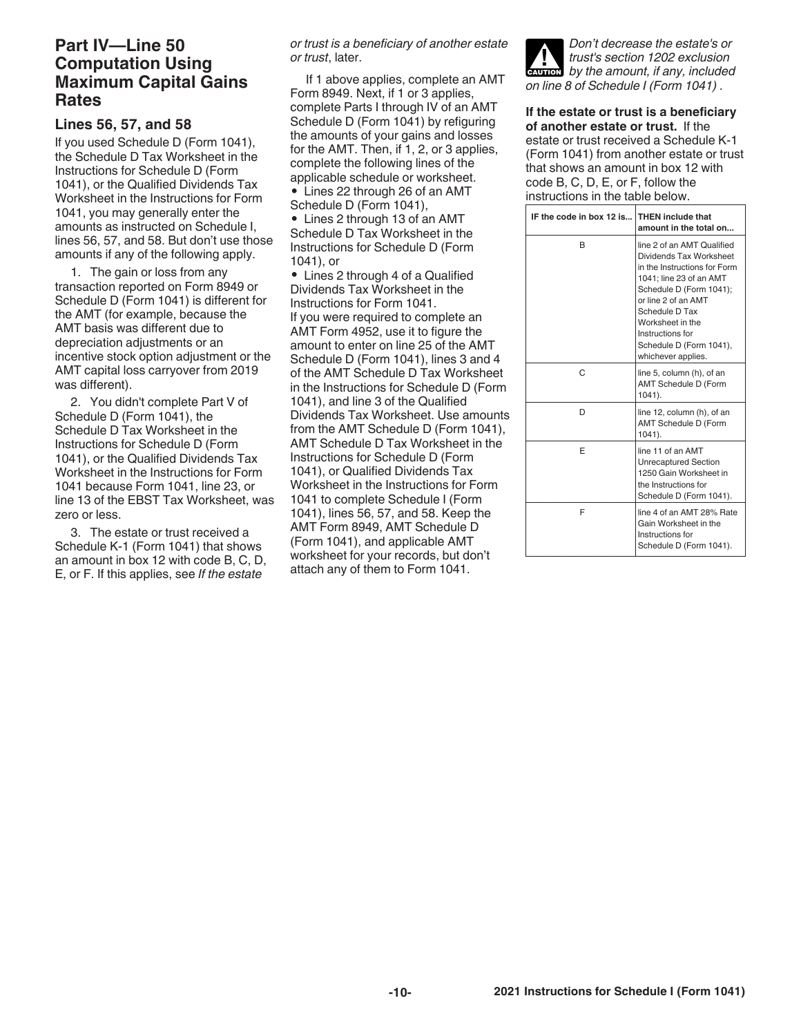## Part IV—Line 50 Computation Using Maximum Capital Gains Rates

### Lines 56, 57, and 58

If you used Schedule D (Form 1041), the Schedule D Tax Worksheet in the Instructions for Schedule D (Form 1041), or the Qualified Dividends Tax Worksheet in the Instructions for Form 1041, you may generally enter the amounts as instructed on Schedule I, lines 56, 57, and 58. But don't use those amounts if any of the following apply.

1. The gain or loss from any transaction reported on Form 8949 or Schedule D (Form 1041) is different for the AMT (for example, because the AMT basis was different due to depreciation adjustments or an incentive stock option adjustment or the AMT capital loss carryover from 2019 was different).

2. You didn't complete Part V of Schedule D (Form 1041), the Schedule D Tax Worksheet in the Instructions for Schedule D (Form 1041), or the Qualified Dividends Tax Worksheet in the Instructions for Form 1041 because Form 1041, line 23, or line 13 of the EBST Tax Worksheet, was zero or less.

3. The estate or trust received a Schedule K-1 (Form 1041) that shows an amount in box 12 with code B, C, D, E, or F. If this applies, see *If the estate or trust is a beneficiary of another estate or trust*, later.

If 1 above applies, complete an AMT Form 8949. Next, if 1 or 3 applies, complete Parts I through IV of an AMT Schedule D (Form 1041) by refiguring the amounts of your gains and losses for the AMT. Then, if 1, 2, or 3 applies, complete the following lines of the applicable schedule or worksheet.

- Lines 22 through 26 of an AMT Schedule D (Form 1041),
- Lines 2 through 13 of an AMT Schedule D Tax Worksheet in the Instructions for Schedule D (Form 1041), or
- Lines 2 through 4 of a Qualified Dividends Tax Worksheet in the Instructions for Form 1041.

If you were required to complete an AMT Form 4952, use it to figure the amount to enter on line 25 of the AMT Schedule D (Form 1041), lines 3 and 4 of the AMT Schedule D Tax Worksheet in the Instructions for Schedule D (Form 1041), and line 3 of the Qualified Dividends Tax Worksheet. Use amounts from the AMT Schedule D (Form 1041), AMT Schedule D Tax Worksheet in the Instructions for Schedule D (Form 1041), or Qualified Dividends Tax Worksheet in the Instructions for Form 1041 to complete Schedule I (Form 1041), lines 56, 57, and 58. Keep the AMT Form 8949, AMT Schedule D (Form 1041), and applicable AMT worksheet for your records, but don't attach any of them to Form 1041.

**CAUTION** *Don't decrease the estate's or trust's section 1202 exclusion by the amount, if any, included on line 8 of Schedule I (Form 1041) .*

**If the estate or trust is a beneficiary of another estate or trust.** If the estate or trust received a Schedule K-1 (Form 1041) from another estate or trust that shows an amount in box 12 with code B, C, D, E, or F, follow the instructions in the table below.

| IF the code in box 12 is... | THEN include that amount in the total on... |
|---|---|
| B | line 2 of an AMT Qualified Dividends Tax Worksheet in the Instructions for Form 1041; line 23 of an AMT Schedule D (Form 1041); or line 2 of an AMT Schedule D Tax Worksheet in the Instructions for Schedule D (Form 1041), whichever applies. |
| C | line 5, column (h), of an AMT Schedule D (Form 1041). |
| D | line 12, column (h), of an AMT Schedule D (Form 1041). |
| E | line 11 of an AMT Unrecaptured Section 1250 Gain Worksheet in the Instructions for Schedule D (Form 1041). |
| F | line 4 of an AMT 28% Rate Gain Worksheet in the Instructions for Schedule D (Form 1041). |